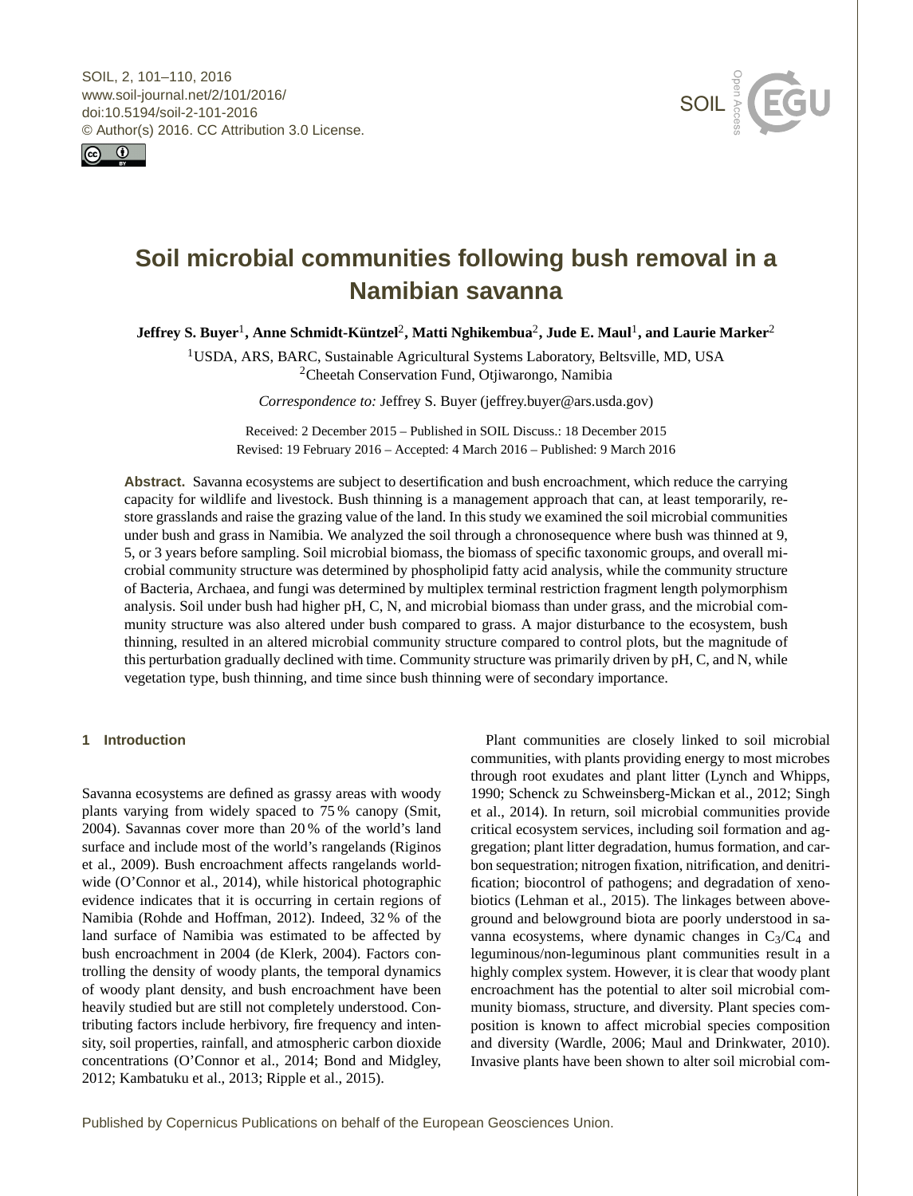# Soil microbial communities following bush removal in a Namibian savanna

**Jeffrey S. Buyer[1], Anne Schmidt-Küntzel[2], Matti Nghikembua[2], Jude E. Maul[1], and Laurie Marker[2]**

[1]USDA, ARS, BARC, Sustainable Agricultural Systems Laboratory, Beltsville, MD, USA
[2]Cheetah Conservation Fund, Otjiwarongo, Namibia

*Correspondence to:* Jeffrey S. Buyer (jeffrey.buyer@ars.usda.gov)

Received: 2 December 2015 – Published in SOIL Discuss.: 18 December 2015
Revised: 19 February 2016 – Accepted: 4 March 2016 – Published: 9 March 2016

**Abstract.** Savanna ecosystems are subject to desertification and bush encroachment, which reduce the carrying capacity for wildlife and livestock. Bush thinning is a management approach that can, at least temporarily, restore grasslands and raise the grazing value of the land. In this study we examined the soil microbial communities under bush and grass in Namibia. We analyzed the soil through a chronosequence where bush was thinned at 9, 5, or 3 years before sampling. Soil microbial biomass, the biomass of specific taxonomic groups, and overall microbial community structure was determined by phospholipid fatty acid analysis, while the community structure of Bacteria, Archaea, and fungi was determined by multiplex terminal restriction fragment length polymorphism analysis. Soil under bush had higher pH, C, N, and microbial biomass than under grass, and the microbial community structure was also altered under bush compared to grass. A major disturbance to the ecosystem, bush thinning, resulted in an altered microbial community structure compared to control plots, but the magnitude of this perturbation gradually declined with time. Community structure was primarily driven by pH, C, and N, while vegetation type, bush thinning, and time since bush thinning were of secondary importance.

## 1 Introduction

Savanna ecosystems are defined as grassy areas with woody plants varying from widely spaced to 75 % canopy (Smit, 2004). Savannas cover more than 20 % of the world's land surface and include most of the world's rangelands (Riginos et al., 2009). Bush encroachment affects rangelands worldwide (O'Connor et al., 2014), while historical photographic evidence indicates that it is occurring in certain regions of Namibia (Rohde and Hoffman, 2012). Indeed, 32 % of the land surface of Namibia was estimated to be affected by bush encroachment in 2004 (de Klerk, 2004). Factors controlling the density of woody plants, the temporal dynamics of woody plant density, and bush encroachment have been heavily studied but are still not completely understood. Contributing factors include herbivory, fire frequency and intensity, soil properties, rainfall, and atmospheric carbon dioxide concentrations (O'Connor et al., 2014; Bond and Midgley, 2012; Kambatuku et al., 2013; Ripple et al., 2015).

Plant communities are closely linked to soil microbial communities, with plants providing energy to most microbes through root exudates and plant litter (Lynch and Whipps, 1990; Schenck zu Schweinsberg-Mickan et al., 2012; Singh et al., 2014). In return, soil microbial communities provide critical ecosystem services, including soil formation and aggregation; plant litter degradation, humus formation, and carbon sequestration; nitrogen fixation, nitrification, and denitrification; biocontrol of pathogens; and degradation of xenobiotics (Lehman et al., 2015). The linkages between aboveground and belowground biota are poorly understood in savanna ecosystems, where dynamic changes in $C_3$/$C_4$ and leguminous/non-leguminous plant communities result in a highly complex system. However, it is clear that woody plant encroachment has the potential to alter soil microbial community biomass, structure, and diversity. Plant species composition is known to affect microbial species composition and diversity (Wardle, 2006; Maul and Drinkwater, 2010). Invasive plants have been shown to alter soil microbial com-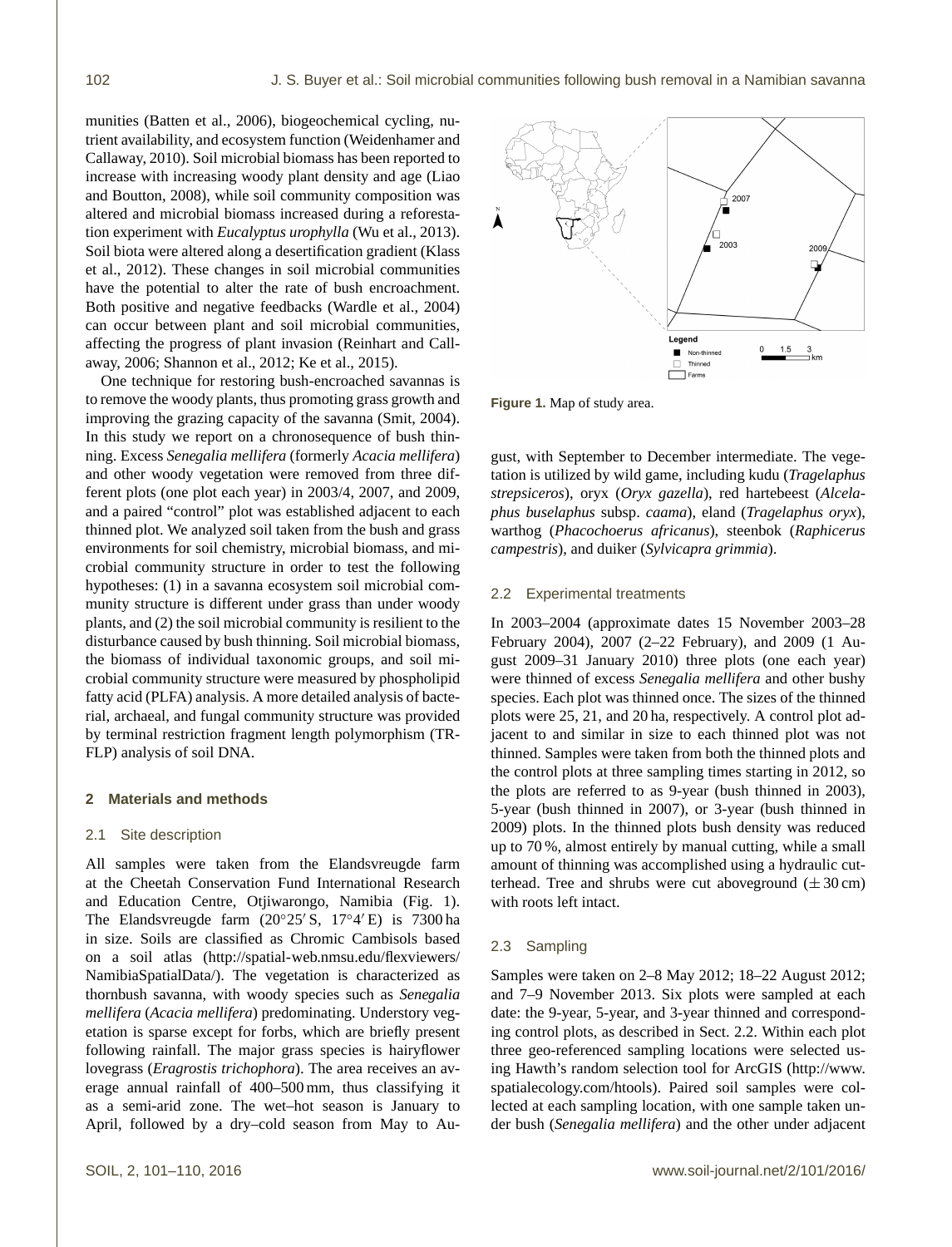munities (Batten et al., 2006), biogeochemical cycling, nutrient availability, and ecosystem function (Weidenhamer and Callaway, 2010). Soil microbial biomass has been reported to increase with increasing woody plant density and age (Liao and Boutton, 2008), while soil community composition was altered and microbial biomass increased during a reforestation experiment with *Eucalyptus urophylla* (Wu et al., 2013). Soil biota were altered along a desertification gradient (Klass et al., 2012). These changes in soil microbial communities have the potential to alter the rate of bush encroachment. Both positive and negative feedbacks (Wardle et al., 2004) can occur between plant and soil microbial communities, affecting the progress of plant invasion (Reinhart and Callaway, 2006; Shannon et al., 2012; Ke et al., 2015).

One technique for restoring bush-encroached savannas is to remove the woody plants, thus promoting grass growth and improving the grazing capacity of the savanna (Smit, 2004). In this study we report on a chronosequence of bush thinning. Excess *Senegalia mellifera* (formerly *Acacia mellifera*) and other woody vegetation were removed from three different plots (one plot each year) in 2003/4, 2007, and 2009, and a paired "control" plot was established adjacent to each thinned plot. We analyzed soil taken from the bush and grass environments for soil chemistry, microbial biomass, and microbial community structure in order to test the following hypotheses: (1) in a savanna ecosystem soil microbial community structure is different under grass than under woody plants, and (2) the soil microbial community is resilient to the disturbance caused by bush thinning. Soil microbial biomass, the biomass of individual taxonomic groups, and soil microbial community structure were measured by phospholipid fatty acid (PLFA) analysis. A more detailed analysis of bacterial, archaeal, and fungal community structure was provided by terminal restriction fragment length polymorphism (TR-FLP) analysis of soil DNA.

## 2 Materials and methods

### 2.1 Site description

All samples were taken from the Elandsvreugde farm at the Cheetah Conservation Fund International Research and Education Centre, Otjiwarongo, Namibia (Fig. 1). The Elandsvreugde farm (20°25′ S, 17°4′ E) is 7300 ha in size. Soils are classified as Chromic Cambisols based on a soil atlas (http://spatial-web.nmsu.edu/flexviewers/NamibiaSpatialData/). The vegetation is characterized as thornbush savanna, with woody species such as *Senegalia mellifera* (*Acacia mellifera*) predominating. Understory vegetation is sparse except for forbs, which are briefly present following rainfall. The major grass species is hairyflower lovegrass (*Eragrostis trichophora*). The area receives an average annual rainfall of 400–500 mm, thus classifying it as a semi-arid zone. The wet–hot season is January to April, followed by a dry–cold season from May to August, with September to December intermediate. The vegetation is utilized by wild game, including kudu (*Tragelaphus strepsiceros*), oryx (*Oryx gazella*), red hartebeest (*Alcelaphus buselaphus* subsp. *caama*), eland (*Tragelaphus oryx*), warthog (*Phacochoerus africanus*), steenbok (*Raphicerus campestris*), and duiker (*Sylvicapra grimmia*).

Figure 1. Map of study area.

### 2.2 Experimental treatments

In 2003–2004 (approximate dates 15 November 2003–28 February 2004), 2007 (2–22 February), and 2009 (1 August 2009–31 January 2010) three plots (one each year) were thinned of excess *Senegalia mellifera* and other bushy species. Each plot was thinned once. The sizes of the thinned plots were 25, 21, and 20 ha, respectively. A control plot adjacent to and similar in size to each thinned plot was not thinned. Samples were taken from both the thinned plots and the control plots at three sampling times starting in 2012, so the plots are referred to as 9-year (bush thinned in 2003), 5-year (bush thinned in 2007), or 3-year (bush thinned in 2009) plots. In the thinned plots bush density was reduced up to 70 %, almost entirely by manual cutting, while a small amount of thinning was accomplished using a hydraulic cutterhead. Tree and shrubs were cut aboveground (± 30 cm) with roots left intact.

### 2.3 Sampling

Samples were taken on 2–8 May 2012; 18–22 August 2012; and 7–9 November 2013. Six plots were sampled at each date: the 9-year, 5-year, and 3-year thinned and corresponding control plots, as described in Sect. 2.2. Within each plot three geo-referenced sampling locations were selected using Hawth's random selection tool for ArcGIS (http://www.spatialecology.com/htools). Paired soil samples were collected at each sampling location, with one sample taken under bush (*Senegalia mellifera*) and the other under adjacent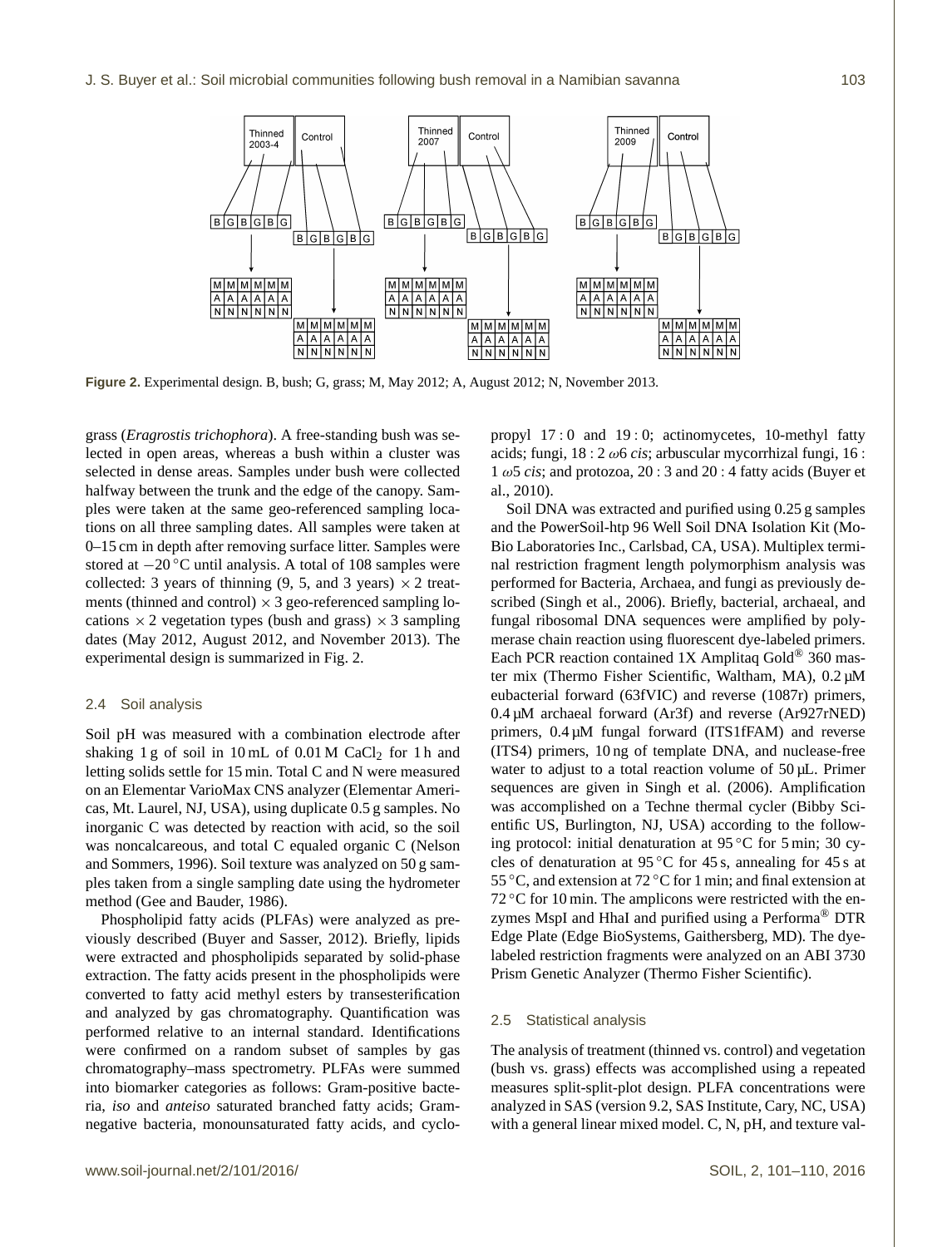**Figure 2.** Experimental design. B, bush; G, grass; M, May 2012; A, August 2012; N, November 2013.

grass (*Eragrostis trichophora*). A free-standing bush was selected in open areas, whereas a bush within a cluster was selected in dense areas. Samples under bush were collected halfway between the trunk and the edge of the canopy. Samples were taken at the same geo-referenced sampling locations on all three sampling dates. All samples were taken at 0–15 cm in depth after removing surface litter. Samples were stored at −20 °C until analysis. A total of 108 samples were collected: 3 years of thinning (9, 5, and 3 years) × 2 treatments (thinned and control) × 3 geo-referenced sampling locations × 2 vegetation types (bush and grass) × 3 sampling dates (May 2012, August 2012, and November 2013). The experimental design is summarized in Fig. 2.

### 2.4 Soil analysis

Soil pH was measured with a combination electrode after shaking 1 g of soil in 10 mL of 0.01 M $CaCl_2$ for 1 h and letting solids settle for 15 min. Total C and N were measured on an Elementar VarioMax CNS analyzer (Elementar Americas, Mt. Laurel, NJ, USA), using duplicate 0.5 g samples. No inorganic C was detected by reaction with acid, so the soil was noncalcareous, and total C equaled organic C (Nelson and Sommers, 1996). Soil texture was analyzed on 50 g samples taken from a single sampling date using the hydrometer method (Gee and Bauder, 1986).

Phospholipid fatty acids (PLFAs) were analyzed as previously described (Buyer and Sasser, 2012). Briefly, lipids were extracted and phospholipids separated by solid-phase extraction. The fatty acids present in the phospholipids were converted to fatty acid methyl esters by transesterification and analyzed by gas chromatography. Quantification was performed relative to an internal standard. Identifications were confirmed on a random subset of samples by gas chromatography–mass spectrometry. PLFAs were summed into biomarker categories as follows: Gram-positive bacteria, *iso* and *anteiso* saturated branched fatty acids; Gram-negative bacteria, monounsaturated fatty acids, and cyclopropyl 17 : 0 and 19 : 0; actinomycetes, 10-methyl fatty acids; fungi, 18 : 2 $\omega$6 *cis*; arbuscular mycorrhizal fungi, 16 : 1 $\omega$5 *cis*; and protozoa, 20 : 3 and 20 : 4 fatty acids (Buyer et al., 2010).

Soil DNA was extracted and purified using 0.25 g samples and the PowerSoil-htp 96 Well Soil DNA Isolation Kit (Mo-Bio Laboratories Inc., Carlsbad, CA, USA). Multiplex terminal restriction fragment length polymorphism analysis was performed for Bacteria, Archaea, and fungi as previously described (Singh et al., 2006). Briefly, bacterial, archaeal, and fungal ribosomal DNA sequences were amplified by polymerase chain reaction using fluorescent dye-labeled primers. Each PCR reaction contained 1X Amplitaq Gold® 360 master mix (Thermo Fisher Scientific, Waltham, MA), 0.2 µM eubacterial forward (63fVIC) and reverse (1087r) primers, 0.4 µM archaeal forward (Ar3f) and reverse (Ar927rNED) primers, 0.4 µM fungal forward (ITS1fFAM) and reverse (ITS4) primers, 10 ng of template DNA, and nuclease-free water to adjust to a total reaction volume of 50 µL. Primer sequences are given in Singh et al. (2006). Amplification was accomplished on a Techne thermal cycler (Bibby Scientific US, Burlington, NJ, USA) according to the following protocol: initial denaturation at 95 °C for 5 min; 30 cycles of denaturation at 95 °C for 45 s, annealing for 45 s at 55 °C, and extension at 72 °C for 1 min; and final extension at 72 °C for 10 min. The amplicons were restricted with the enzymes MspI and HhaI and purified using a Performa® DTR Edge Plate (Edge BioSystems, Gaithersberg, MD). The dye-labeled restriction fragments were analyzed on an ABI 3730 Prism Genetic Analyzer (Thermo Fisher Scientific).

### 2.5 Statistical analysis

The analysis of treatment (thinned vs. control) and vegetation (bush vs. grass) effects was accomplished using a repeated measures split-split-plot design. PLFA concentrations were analyzed in SAS (version 9.2, SAS Institute, Cary, NC, USA) with a general linear mixed model. C, N, pH, and texture val-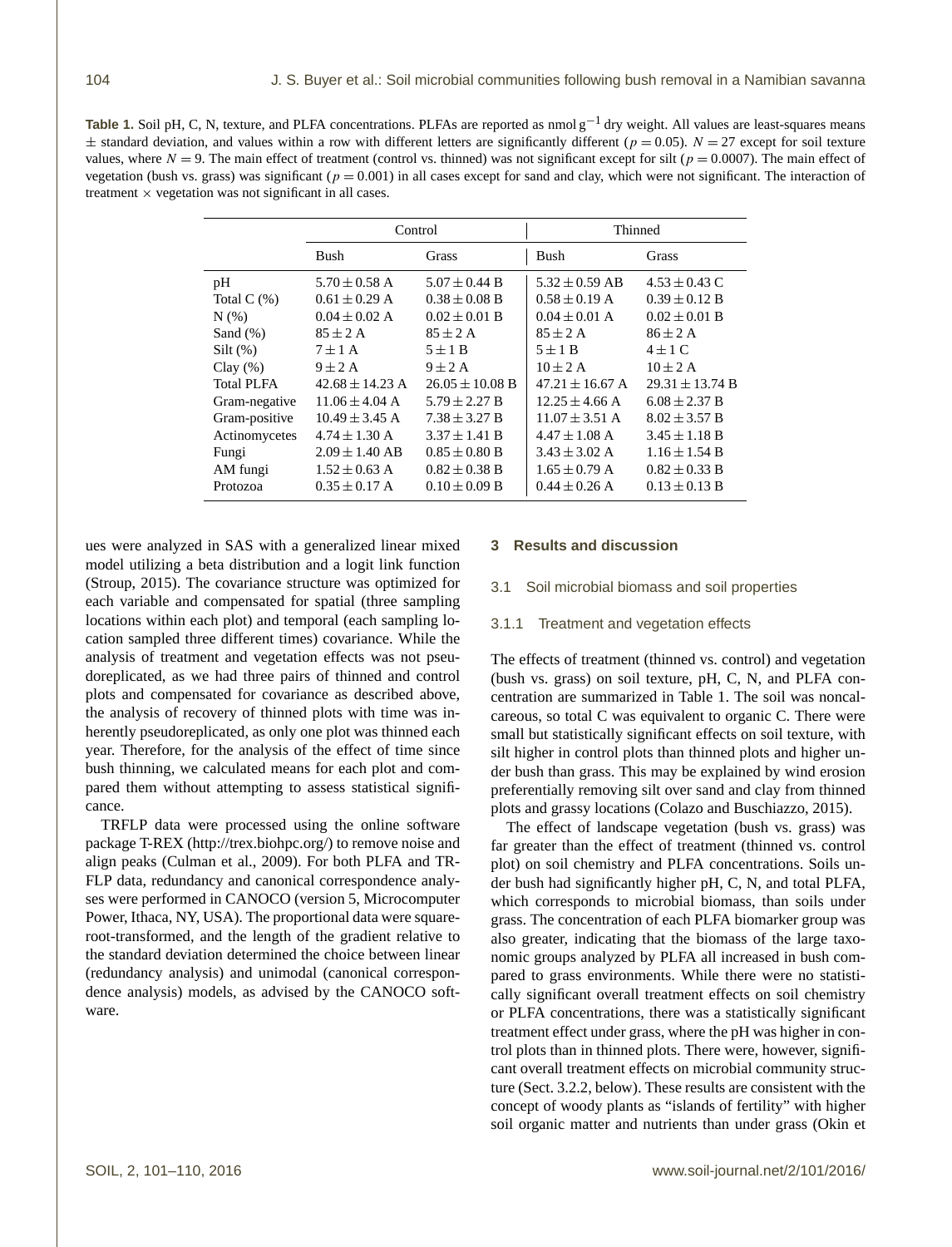**Table 1.** Soil pH, C, N, texture, and PLFA concentrations. PLFAs are reported as nmol $g^{-1}$ dry weight. All values are least-squares means $\pm$ standard deviation, and values within a row with different letters are significantly different ($p = 0.05$). $N = 27$ except for soil texture values, where $N = 9$. The main effect of treatment (control vs. thinned) was not significant except for silt ($p = 0.0007$). The main effect of vegetation (bush vs. grass) was significant ($p = 0.001$) in all cases except for sand and clay, which were not significant. The interaction of treatment $\times$ vegetation was not significant in all cases.

| | Control | | Thinned | |
|---|---|---|---|---|
| | Bush | Grass | Bush | Grass |
| pH | 5.70 ± 0.58 A | 5.07 ± 0.44 B | 5.32 ± 0.59 AB | 4.53 ± 0.43 C |
| Total C (%) | 0.61 ± 0.29 A | 0.38 ± 0.08 B | 0.58 ± 0.19 A | 0.39 ± 0.12 B |
| N (%) | 0.04 ± 0.02 A | 0.02 ± 0.01 B | 0.04 ± 0.01 A | 0.02 ± 0.01 B |
| Sand (%) | 85 ± 2 A | 85 ± 2 A | 85 ± 2 A | 86 ± 2 A |
| Silt (%) | 7 ± 1 A | 5 ± 1 B | 5 ± 1 B | 4 ± 1 C |
| Clay (%) | 9 ± 2 A | 9 ± 2 A | 10 ± 2 A | 10 ± 2 A |
| Total PLFA | 42.68 ± 14.23 A | 26.05 ± 10.08 B | 47.21 ± 16.67 A | 29.31 ± 13.74 B |
| Gram-negative | 11.06 ± 4.04 A | 5.79 ± 2.27 B | 12.25 ± 4.66 A | 6.08 ± 2.37 B |
| Gram-positive | 10.49 ± 3.45 A | 7.38 ± 3.27 B | 11.07 ± 3.51 A | 8.02 ± 3.57 B |
| Actinomycetes | 4.74 ± 1.30 A | 3.37 ± 1.41 B | 4.47 ± 1.08 A | 3.45 ± 1.18 B |
| Fungi | 2.09 ± 1.40 AB | 0.85 ± 0.80 B | 3.43 ± 3.02 A | 1.16 ± 1.54 B |
| AM fungi | 1.52 ± 0.63 A | 0.82 ± 0.38 B | 1.65 ± 0.79 A | 0.82 ± 0.33 B |
| Protozoa | 0.35 ± 0.17 A | 0.10 ± 0.09 B | 0.44 ± 0.26 A | 0.13 ± 0.13 B |

ues were analyzed in SAS with a generalized linear mixed model utilizing a beta distribution and a logit link function (Stroup, 2015). The covariance structure was optimized for each variable and compensated for spatial (three sampling locations within each plot) and temporal (each sampling location sampled three different times) covariance. While the analysis of treatment and vegetation effects was not pseudoreplicated, as we had three pairs of thinned and control plots and compensated for covariance as described above, the analysis of recovery of thinned plots with time was inherently pseudoreplicated, as only one plot was thinned each year. Therefore, for the analysis of the effect of time since bush thinning, we calculated means for each plot and compared them without attempting to assess statistical significance.

TRFLP data were processed using the online software package T-REX (http://trex.biohpc.org/) to remove noise and align peaks (Culman et al., 2009). For both PLFA and TRFLP data, redundancy and canonical correspondence analyses were performed in CANOCO (version 5, Microcomputer Power, Ithaca, NY, USA). The proportional data were square-root-transformed, and the length of the gradient relative to the standard deviation determined the choice between linear (redundancy analysis) and unimodal (canonical correspondence analysis) models, as advised by the CANOCO software.

## 3 Results and discussion

### 3.1 Soil microbial biomass and soil properties

#### 3.1.1 Treatment and vegetation effects

The effects of treatment (thinned vs. control) and vegetation (bush vs. grass) on soil texture, pH, C, N, and PLFA concentration are summarized in Table 1. The soil was noncalcareous, so total C was equivalent to organic C. There were small but statistically significant effects on soil texture, with silt higher in control plots than thinned plots and higher under bush than grass. This may be explained by wind erosion preferentially removing silt over sand and clay from thinned plots and grassy locations (Colazo and Buschiazzo, 2015).

The effect of landscape vegetation (bush vs. grass) was far greater than the effect of treatment (thinned vs. control plot) on soil chemistry and PLFA concentrations. Soils under bush had significantly higher pH, C, N, and total PLFA, which corresponds to microbial biomass, than soils under grass. The concentration of each PLFA biomarker group was also greater, indicating that the biomass of the large taxonomic groups analyzed by PLFA all increased in bush compared to grass environments. While there were no statistically significant overall treatment effects on soil chemistry or PLFA concentrations, there was a statistically significant treatment effect under grass, where the pH was higher in control plots than in thinned plots. There were, however, significant overall treatment effects on microbial community structure (Sect. 3.2.2, below). These results are consistent with the concept of woody plants as "islands of fertility" with higher soil organic matter and nutrients than under grass (Okin et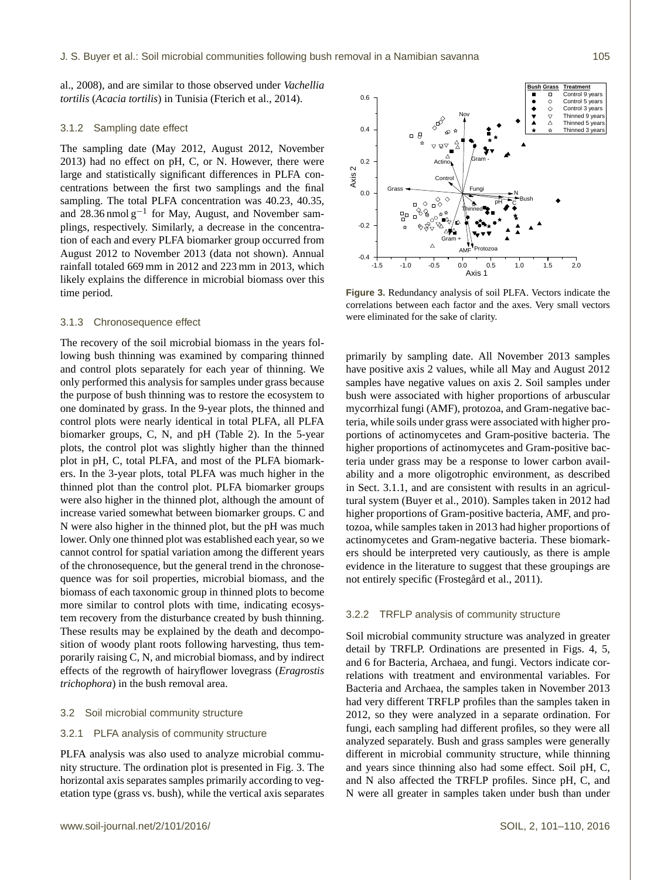al., 2008), and are similar to those observed under *Vachellia tortilis* (*Acacia tortilis*) in Tunisia (Fterich et al., 2014).

### 3.1.2 Sampling date effect

The sampling date (May 2012, August 2012, November 2013) had no effect on pH, C, or N. However, there were large and statistically significant differences in PLFA concentrations between the first two samplings and the final sampling. The total PLFA concentration was 40.23, 40.35, and 28.36 $\text{nmol g}^{-1}$ for May, August, and November samplings, respectively. Similarly, a decrease in the concentration of each and every PLFA biomarker group occurred from August 2012 to November 2013 (data not shown). Annual rainfall totaled 669 mm in 2012 and 223 mm in 2013, which likely explains the difference in microbial biomass over this time period.

### 3.1.3 Chronosequence effect

The recovery of the soil microbial biomass in the years following bush thinning was examined by comparing thinned and control plots separately for each year of thinning. We only performed this analysis for samples under grass because the purpose of bush thinning was to restore the ecosystem to one dominated by grass. In the 9-year plots, the thinned and control plots were nearly identical in total PLFA, all PLFA biomarker groups, C, N, and pH (Table 2). In the 5-year plots, the control plot was slightly higher than the thinned plot in pH, C, total PLFA, and most of the PLFA biomarkers. In the 3-year plots, total PLFA was much higher in the thinned plot than the control plot. PLFA biomarker groups were also higher in the thinned plot, although the amount of increase varied somewhat between biomarker groups. C and N were also higher in the thinned plot, but the pH was much lower. Only one thinned plot was established each year, so we cannot control for spatial variation among the different years of the chronosequence, but the general trend in the chronosequence was for soil properties, microbial biomass, and the biomass of each taxonomic group in thinned plots to become more similar to control plots with time, indicating ecosystem recovery from the disturbance created by bush thinning. These results may be explained by the death and decomposition of woody plant roots following harvesting, thus temporarily raising C, N, and microbial biomass, and by indirect effects of the regrowth of hairyflower lovegrass (*Eragrostis trichophora*) in the bush removal area.

## 3.2 Soil microbial community structure

### 3.2.1 PLFA analysis of community structure

PLFA analysis was also used to analyze microbial community structure. The ordination plot is presented in Fig. 3. The horizontal axis separates samples primarily according to vegetation type (grass vs. bush), while the vertical axis separates primarily by sampling date. All November 2013 samples have positive axis 2 values, while all May and August 2012 samples have negative values on axis 2. Soil samples under bush were associated with higher proportions of arbuscular mycorrhizal fungi (AMF), protozoa, and Gram-negative bacteria, while soils under grass were associated with higher proportions of actinomycetes and Gram-positive bacteria. The higher proportions of actinomycetes and Gram-positive bacteria under grass may be a response to lower carbon availability and a more oligotrophic environment, as described in Sect. 3.1.1, and are consistent with results in an agricultural system (Buyer et al., 2010). Samples taken in 2012 had higher proportions of Gram-positive bacteria, AMF, and protozoa, while samples taken in 2013 had higher proportions of actinomycetes and Gram-negative bacteria. These biomarkers should be interpreted very cautiously, as there is ample evidence in the literature to suggest that these groupings are not entirely specific (Frostegård et al., 2011).

**Figure 3.** Redundancy analysis of soil PLFA. Vectors indicate the correlations between each factor and the axes. Very small vectors were eliminated for the sake of clarity.

### 3.2.2 TRFLP analysis of community structure

Soil microbial community structure was analyzed in greater detail by TRFLP. Ordinations are presented in Figs. 4, 5, and 6 for Bacteria, Archaea, and fungi. Vectors indicate correlations with treatment and environmental variables. For Bacteria and Archaea, the samples taken in November 2013 had very different TRFLP profiles than the samples taken in 2012, so they were analyzed in a separate ordination. For fungi, each sampling had different profiles, so they were all analyzed separately. Bush and grass samples were generally different in microbial community structure, while thinning and years since thinning also had some effect. Soil pH, C, and N also affected the TRFLP profiles. Since pH, C, and N were all greater in samples taken under bush than under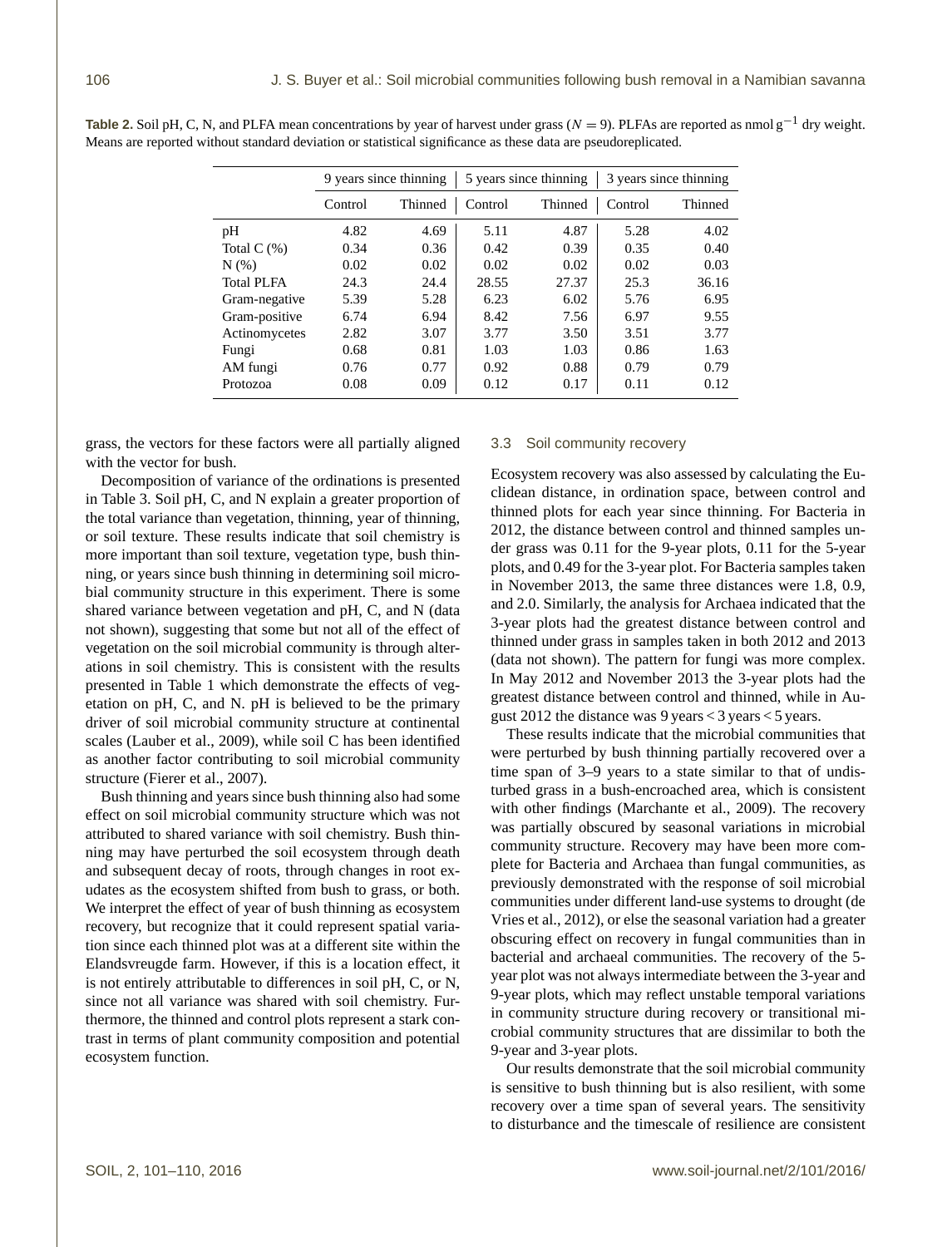**Table 2.** Soil pH, C, N, and PLFA mean concentrations by year of harvest under grass ($N = 9$). PLFAs are reported as nmol $g^{-1}$ dry weight. Means are reported without standard deviation or statistical significance as these data are pseudoreplicated.

| | 9 years since thinning | | 5 years since thinning | | 3 years since thinning | |
|---|---|---|---|---|---|---|
| | Control | Thinned | Control | Thinned | Control | Thinned |
| pH | 4.82 | 4.69 | 5.11 | 4.87 | 5.28 | 4.02 |
| Total C (%) | 0.34 | 0.36 | 0.42 | 0.39 | 0.35 | 0.40 |
| N (%) | 0.02 | 0.02 | 0.02 | 0.02 | 0.02 | 0.03 |
| Total PLFA | 24.3 | 24.4 | 28.55 | 27.37 | 25.3 | 36.16 |
| Gram-negative | 5.39 | 5.28 | 6.23 | 6.02 | 5.76 | 6.95 |
| Gram-positive | 6.74 | 6.94 | 8.42 | 7.56 | 6.97 | 9.55 |
| Actinomycetes | 2.82 | 3.07 | 3.77 | 3.50 | 3.51 | 3.77 |
| Fungi | 0.68 | 0.81 | 1.03 | 1.03 | 0.86 | 1.63 |
| AM fungi | 0.76 | 0.77 | 0.92 | 0.88 | 0.79 | 0.79 |
| Protozoa | 0.08 | 0.09 | 0.12 | 0.17 | 0.11 | 0.12 |

grass, the vectors for these factors were all partially aligned with the vector for bush.

Decomposition of variance of the ordinations is presented in Table 3. Soil pH, C, and N explain a greater proportion of the total variance than vegetation, thinning, year of thinning, or soil texture. These results indicate that soil chemistry is more important than soil texture, vegetation type, bush thinning, or years since bush thinning in determining soil microbial community structure in this experiment. There is some shared variance between vegetation and pH, C, and N (data not shown), suggesting that some but not all of the effect of vegetation on the soil microbial community is through alterations in soil chemistry. This is consistent with the results presented in Table 1 which demonstrate the effects of vegetation on pH, C, and N. pH is believed to be the primary driver of soil microbial community structure at continental scales (Lauber et al., 2009), while soil C has been identified as another factor contributing to soil microbial community structure (Fierer et al., 2007).

Bush thinning and years since bush thinning also had some effect on soil microbial community structure which was not attributed to shared variance with soil chemistry. Bush thinning may have perturbed the soil ecosystem through death and subsequent decay of roots, through changes in root exudates as the ecosystem shifted from bush to grass, or both. We interpret the effect of year of bush thinning as ecosystem recovery, but recognize that it could represent spatial variation since each thinned plot was at a different site within the Elandsvreugde farm. However, if this is a location effect, it is not entirely attributable to differences in soil pH, C, or N, since not all variance was shared with soil chemistry. Furthermore, the thinned and control plots represent a stark contrast in terms of plant community composition and potential ecosystem function.

### 3.3 Soil community recovery

Ecosystem recovery was also assessed by calculating the Euclidean distance, in ordination space, between control and thinned plots for each year since thinning. For Bacteria in 2012, the distance between control and thinned samples under grass was 0.11 for the 9-year plots, 0.11 for the 5-year plots, and 0.49 for the 3-year plot. For Bacteria samples taken in November 2013, the same three distances were 1.8, 0.9, and 2.0. Similarly, the analysis for Archaea indicated that the 3-year plots had the greatest distance between control and thinned under grass in samples taken in both 2012 and 2013 (data not shown). The pattern for fungi was more complex. In May 2012 and November 2013 the 3-year plots had the greatest distance between control and thinned, while in August 2012 the distance was 9 years < 3 years < 5 years.

These results indicate that the microbial communities that were perturbed by bush thinning partially recovered over a time span of 3–9 years to a state similar to that of undisturbed grass in a bush-encroached area, which is consistent with other findings (Marchante et al., 2009). The recovery was partially obscured by seasonal variations in microbial community structure. Recovery may have been more complete for Bacteria and Archaea than fungal communities, as previously demonstrated with the response of soil microbial communities under different land-use systems to drought (de Vries et al., 2012), or else the seasonal variation had a greater obscuring effect on recovery in fungal communities than in bacterial and archaeal communities. The recovery of the 5-year plot was not always intermediate between the 3-year and 9-year plots, which may reflect unstable temporal variations in community structure during recovery or transitional microbial community structures that are dissimilar to both the 9-year and 3-year plots.

Our results demonstrate that the soil microbial community is sensitive to bush thinning but is also resilient, with some recovery over a time span of several years. The sensitivity to disturbance and the timescale of resilience are consistent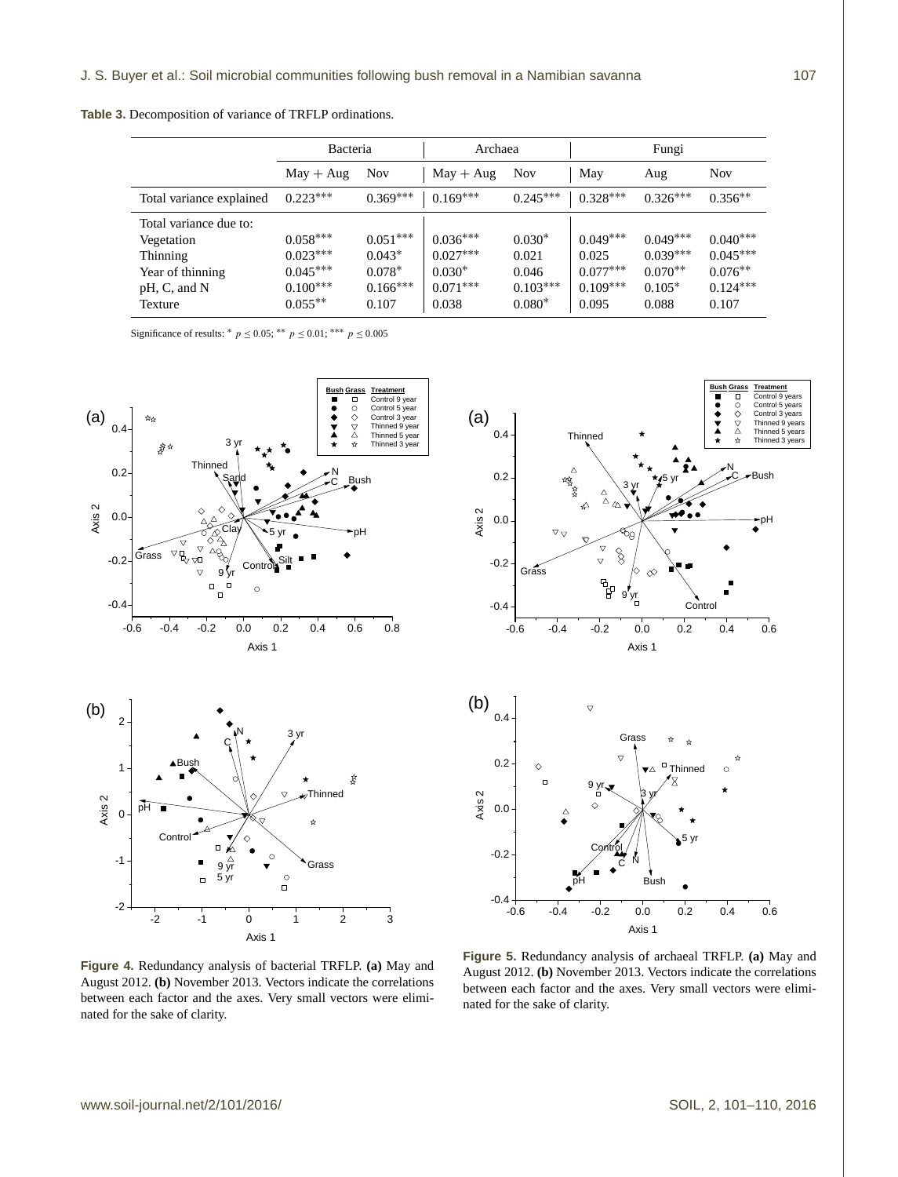**Table 3.** Decomposition of variance of TRFLP ordinations.

| | Bacteria | | Archaea | | Fungi | | |
|---|---|---|---|---|---|---|---|
| | May + Aug | Nov | May + Aug | Nov | May | Aug | Nov |
| Total variance explained | $0.223^{***}$ | $0.369^{***}$ | $0.169^{***}$ | $0.245^{***}$ | $0.328^{***}$ | $0.326^{***}$ | $0.356^{**}$ |
| Total variance due to: | | | | | | | |
| Vegetation | $0.058^{***}$ | $0.051^{***}$ | $0.036^{***}$ | $0.030^{*}$ | $0.049^{***}$ | $0.049^{***}$ | $0.040^{***}$ |
| Thinning | $0.023^{***}$ | $0.043^{*}$ | $0.027^{***}$ | 0.021 | 0.025 | $0.039^{***}$ | $0.045^{***}$ |
| Year of thinning | $0.045^{***}$ | $0.078^{*}$ | $0.030^{*}$ | 0.046 | $0.077^{***}$ | $0.070^{**}$ | $0.076^{**}$ |
| pH, C, and N | $0.100^{***}$ | $0.166^{***}$ | $0.071^{***}$ | $0.103^{***}$ | $0.109^{***}$ | $0.105^{*}$ | $0.124^{***}$ |
| Texture | $0.055^{**}$ | 0.107 | 0.038 | $0.080^{*}$ | 0.095 | 0.088 | 0.107 |

Significance of results: $^{*}$ $p \le 0.05$; $^{**}$ $p \le 0.01$; $^{***}$ $p \le 0.005$

**Figure 4.** Redundancy analysis of bacterial TRFLP. **(a)** May and August 2012. **(b)** November 2013. Vectors indicate the correlations between each factor and the axes. Very small vectors were eliminated for the sake of clarity.

**Figure 5.** Redundancy analysis of archaeal TRFLP. **(a)** May and August 2012. **(b)** November 2013. Vectors indicate the correlations between each factor and the axes. Very small vectors were eliminated for the sake of clarity.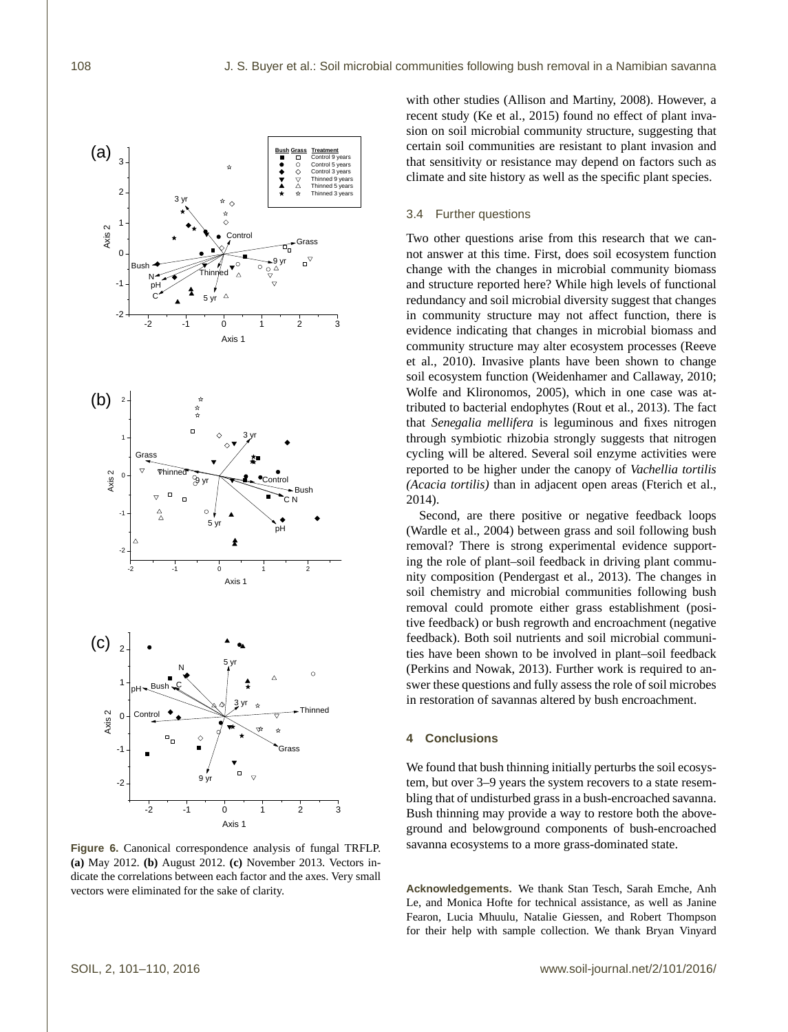**Figure 6.** Canonical correspondence analysis of fungal TRFLP. **(a)** May 2012. **(b)** August 2012. **(c)** November 2013. Vectors indicate the correlations between each factor and the axes. Very small vectors were eliminated for the sake of clarity.

with other studies (Allison and Martiny, 2008). However, a recent study (Ke et al., 2015) found no effect of plant invasion on soil microbial community structure, suggesting that certain soil communities are resistant to plant invasion and that sensitivity or resistance may depend on factors such as climate and site history as well as the specific plant species.

## 3.4 Further questions

Two other questions arise from this research that we cannot answer at this time. First, does soil ecosystem function change with the changes in microbial community biomass and structure reported here? While high levels of functional redundancy and soil microbial diversity suggest that changes in community structure may not affect function, there is evidence indicating that changes in microbial biomass and community structure may alter ecosystem processes (Reeve et al., 2010). Invasive plants have been shown to change soil ecosystem function (Weidenhamer and Callaway, 2010; Wolfe and Klironomos, 2005), which in one case was attributed to bacterial endophytes (Rout et al., 2013). The fact that *Senegalia mellifera* is leguminous and fixes nitrogen through symbiotic rhizobia strongly suggests that nitrogen cycling will be altered. Several soil enzyme activities were reported to be higher under the canopy of *Vachellia tortilis (Acacia tortilis)* than in adjacent open areas (Fterich et al., 2014).

Second, are there positive or negative feedback loops (Wardle et al., 2004) between grass and soil following bush removal? There is strong experimental evidence supporting the role of plant–soil feedback in driving plant community composition (Pendergast et al., 2013). The changes in soil chemistry and microbial communities following bush removal could promote either grass establishment (positive feedback) or bush regrowth and encroachment (negative feedback). Both soil nutrients and soil microbial communities have been shown to be involved in plant–soil feedback (Perkins and Nowak, 2013). Further work is required to answer these questions and fully assess the role of soil microbes in restoration of savannas altered by bush encroachment.

# 4 Conclusions

We found that bush thinning initially perturbs the soil ecosystem, but over 3–9 years the system recovers to a state resembling that of undisturbed grass in a bush-encroached savanna. Bush thinning may provide a way to restore both the aboveground and belowground components of bush-encroached savanna ecosystems to a more grass-dominated state.

**Acknowledgements.** We thank Stan Tesch, Sarah Emche, Anh Le, and Monica Hofte for technical assistance, as well as Janine Fearon, Lucia Mhuulu, Natalie Giessen, and Robert Thompson for their help with sample collection. We thank Bryan Vinyard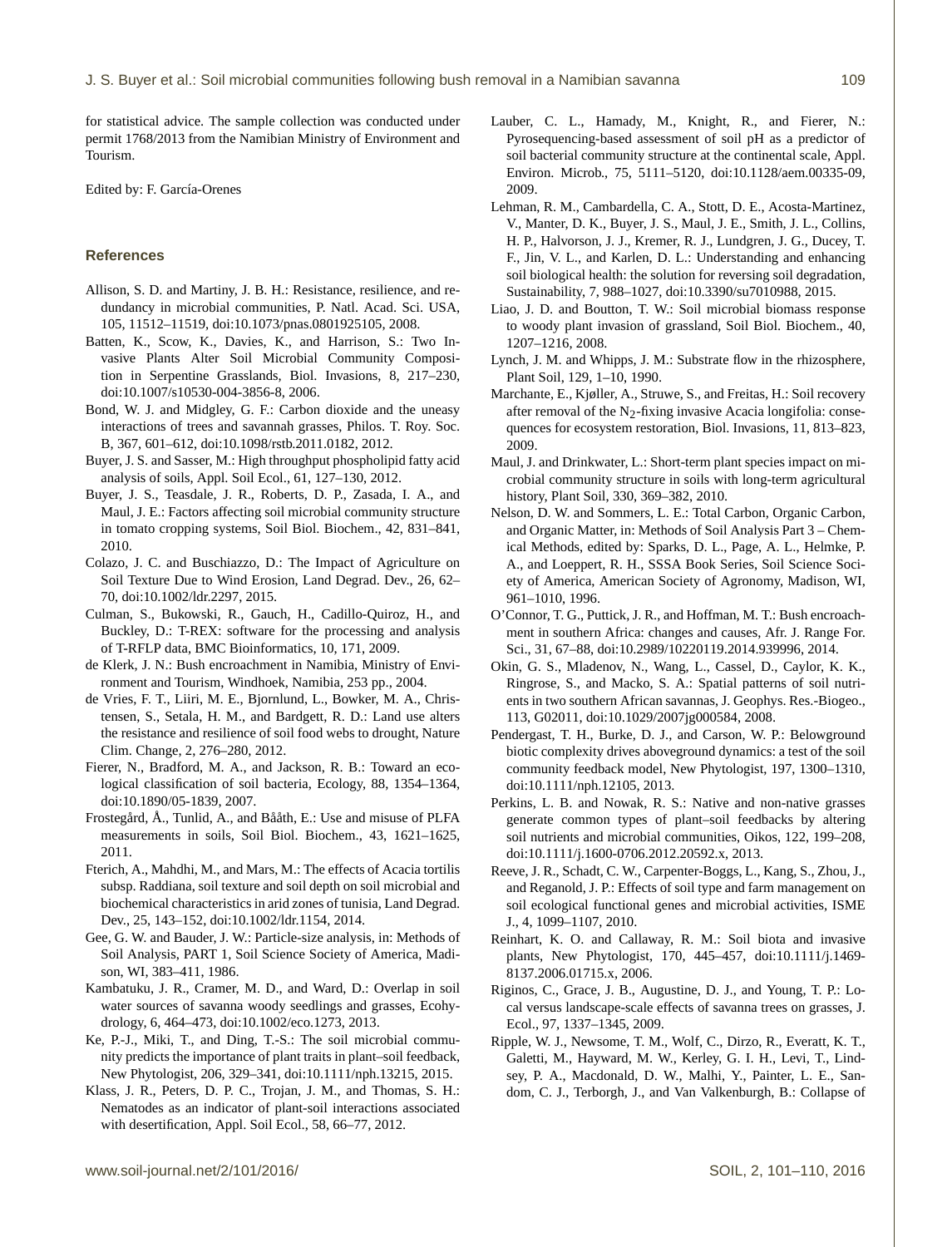for statistical advice. The sample collection was conducted under permit 1768/2013 from the Namibian Ministry of Environment and Tourism.

Edited by: F. García-Orenes

## References

Allison, S. D. and Martiny, J. B. H.: Resistance, resilience, and redundancy in microbial communities, P. Natl. Acad. Sci. USA, 105, 11512–11519, doi:10.1073/pnas.0801925105, 2008.

Batten, K., Scow, K., Davies, K., and Harrison, S.: Two Invasive Plants Alter Soil Microbial Community Composition in Serpentine Grasslands, Biol. Invasions, 8, 217–230, doi:10.1007/s10530-004-3856-8, 2006.

Bond, W. J. and Midgley, G. F.: Carbon dioxide and the uneasy interactions of trees and savannah grasses, Philos. T. Roy. Soc. B, 367, 601–612, doi:10.1098/rstb.2011.0182, 2012.

Buyer, J. S. and Sasser, M.: High throughput phospholipid fatty acid analysis of soils, Appl. Soil Ecol., 61, 127–130, 2012.

Buyer, J. S., Teasdale, J. R., Roberts, D. P., Zasada, I. A., and Maul, J. E.: Factors affecting soil microbial community structure in tomato cropping systems, Soil Biol. Biochem., 42, 831–841, 2010.

Colazo, J. C. and Buschiazzo, D.: The Impact of Agriculture on Soil Texture Due to Wind Erosion, Land Degrad. Dev., 26, 62–70, doi:10.1002/ldr.2297, 2015.

Culman, S., Bukowski, R., Gauch, H., Cadillo-Quiroz, H., and Buckley, D.: T-REX: software for the processing and analysis of T-RFLP data, BMC Bioinformatics, 10, 171, 2009.

de Klerk, J. N.: Bush encroachment in Namibia, Ministry of Environment and Tourism, Windhoek, Namibia, 253 pp., 2004.

de Vries, F. T., Liiri, M. E., Bjornlund, L., Bowker, M. A., Christensen, S., Setala, H. M., and Bardgett, R. D.: Land use alters the resistance and resilience of soil food webs to drought, Nature Clim. Change, 2, 276–280, 2012.

Fierer, N., Bradford, M. A., and Jackson, R. B.: Toward an ecological classification of soil bacteria, Ecology, 88, 1354–1364, doi:10.1890/05-1839, 2007.

Frostegård, Å., Tunlid, A., and Bååth, E.: Use and misuse of PLFA measurements in soils, Soil Biol. Biochem., 43, 1621–1625, 2011.

Fterich, A., Mahdhi, M., and Mars, M.: The effects of Acacia tortilis subsp. Raddiana, soil texture and soil depth on soil microbial and biochemical characteristics in arid zones of tunisia, Land Degrad. Dev., 25, 143–152, doi:10.1002/ldr.1154, 2014.

Gee, G. W. and Bauder, J. W.: Particle-size analysis, in: Methods of Soil Analysis, PART 1, Soil Science Society of America, Madison, WI, 383–411, 1986.

Kambatuku, J. R., Cramer, M. D., and Ward, D.: Overlap in soil water sources of savanna woody seedlings and grasses, Ecohydrology, 6, 464–473, doi:10.1002/eco.1273, 2013.

Ke, P.-J., Miki, T., and Ding, T.-S.: The soil microbial community predicts the importance of plant traits in plant–soil feedback, New Phytologist, 206, 329–341, doi:10.1111/nph.13215, 2015.

Klass, J. R., Peters, D. P. C., Trojan, J. M., and Thomas, S. H.: Nematodes as an indicator of plant-soil interactions associated with desertification, Appl. Soil Ecol., 58, 66–77, 2012.

Lauber, C. L., Hamady, M., Knight, R., and Fierer, N.: Pyrosequencing-based assessment of soil pH as a predictor of soil bacterial community structure at the continental scale, Appl. Environ. Microb., 75, 5111–5120, doi:10.1128/aem.00335-09, 2009.

Lehman, R. M., Cambardella, C. A., Stott, D. E., Acosta-Martinez, V., Manter, D. K., Buyer, J. S., Maul, J. E., Smith, J. L., Collins, H. P., Halvorson, J. J., Kremer, R. J., Lundgren, J. G., Ducey, T. F., Jin, V. L., and Karlen, D. L.: Understanding and enhancing soil biological health: the solution for reversing soil degradation, Sustainability, 7, 988–1027, doi:10.3390/su7010988, 2015.

Liao, J. D. and Boutton, T. W.: Soil microbial biomass response to woody plant invasion of grassland, Soil Biol. Biochem., 40, 1207–1216, 2008.

Lynch, J. M. and Whipps, J. M.: Substrate flow in the rhizosphere, Plant Soil, 129, 1–10, 1990.

Marchante, E., Kjøller, A., Struwe, S., and Freitas, H.: Soil recovery after removal of the $N_2$-fixing invasive Acacia longifolia: consequences for ecosystem restoration, Biol. Invasions, 11, 813–823, 2009.

Maul, J. and Drinkwater, L.: Short-term plant species impact on microbial community structure in soils with long-term agricultural history, Plant Soil, 330, 369–382, 2010.

Nelson, D. W. and Sommers, L. E.: Total Carbon, Organic Carbon, and Organic Matter, in: Methods of Soil Analysis Part 3 – Chemical Methods, edited by: Sparks, D. L., Page, A. L., Helmke, P. A., and Loeppert, R. H., SSSA Book Series, Soil Science Society of America, American Society of Agronomy, Madison, WI, 961–1010, 1996.

O'Connor, T. G., Puttick, J. R., and Hoffman, M. T.: Bush encroachment in southern Africa: changes and causes, Afr. J. Range For. Sci., 31, 67–88, doi:10.2989/10220119.2014.939996, 2014.

Okin, G. S., Mladenov, N., Wang, L., Cassel, D., Caylor, K. K., Ringrose, S., and Macko, S. A.: Spatial patterns of soil nutrients in two southern African savannas, J. Geophys. Res.-Biogeo., 113, G02011, doi:10.1029/2007jg000584, 2008.

Pendergast, T. H., Burke, D. J., and Carson, W. P.: Belowground biotic complexity drives aboveground dynamics: a test of the soil community feedback model, New Phytologist, 197, 1300–1310, doi:10.1111/nph.12105, 2013.

Perkins, L. B. and Nowak, R. S.: Native and non-native grasses generate common types of plant–soil feedbacks by altering soil nutrients and microbial communities, Oikos, 122, 199–208, doi:10.1111/j.1600-0706.2012.20592.x, 2013.

Reeve, J. R., Schadt, C. W., Carpenter-Boggs, L., Kang, S., Zhou, J., and Reganold, J. P.: Effects of soil type and farm management on soil ecological functional genes and microbial activities, ISME J., 4, 1099–1107, 2010.

Reinhart, K. O. and Callaway, R. M.: Soil biota and invasive plants, New Phytologist, 170, 445–457, doi:10.1111/j.1469-8137.2006.01715.x, 2006.

Riginos, C., Grace, J. B., Augustine, D. J., and Young, T. P.: Local versus landscape-scale effects of savanna trees on grasses, J. Ecol., 97, 1337–1345, 2009.

Ripple, W. J., Newsome, T. M., Wolf, C., Dirzo, R., Everatt, K. T., Galetti, M., Hayward, M. W., Kerley, G. I. H., Levi, T., Lindsey, P. A., Macdonald, D. W., Malhi, Y., Painter, L. E., Sandom, C. J., Terborgh, J., and Van Valkenburgh, B.: Collapse of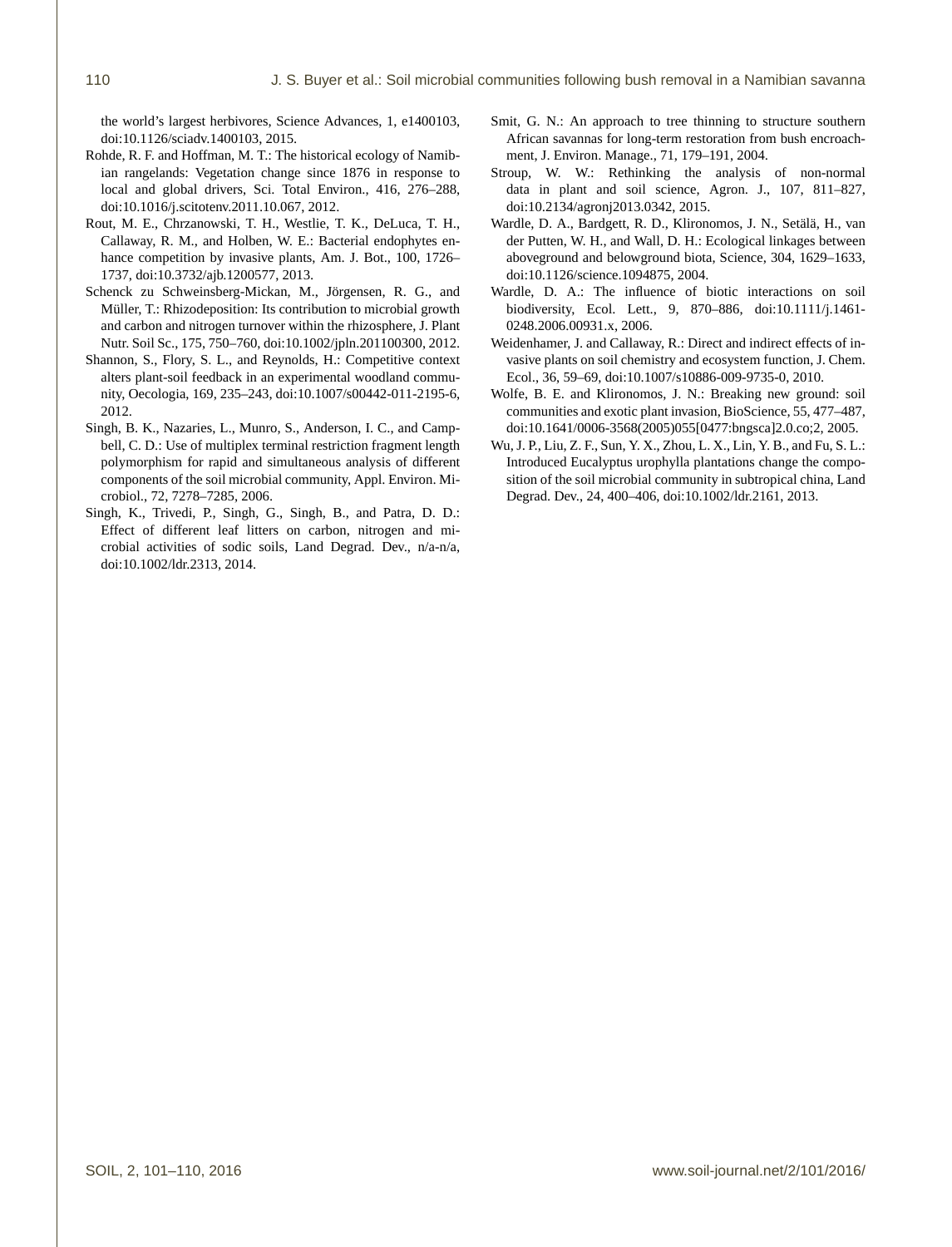the world's largest herbivores, Science Advances, 1, e1400103, doi:10.1126/sciadv.1400103, 2015.

Rohde, R. F. and Hoffman, M. T.: The historical ecology of Namibian rangelands: Vegetation change since 1876 in response to local and global drivers, Sci. Total Environ., 416, 276–288, doi:10.1016/j.scitotenv.2011.10.067, 2012.

Rout, M. E., Chrzanowski, T. H., Westlie, T. K., DeLuca, T. H., Callaway, R. M., and Holben, W. E.: Bacterial endophytes enhance competition by invasive plants, Am. J. Bot., 100, 1726–1737, doi:10.3732/ajb.1200577, 2013.

Schenck zu Schweinsberg-Mickan, M., Jörgensen, R. G., and Müller, T.: Rhizodeposition: Its contribution to microbial growth and carbon and nitrogen turnover within the rhizosphere, J. Plant Nutr. Soil Sc., 175, 750–760, doi:10.1002/jpln.201100300, 2012.

Shannon, S., Flory, S. L., and Reynolds, H.: Competitive context alters plant-soil feedback in an experimental woodland community, Oecologia, 169, 235–243, doi:10.1007/s00442-011-2195-6, 2012.

Singh, B. K., Nazaries, L., Munro, S., Anderson, I. C., and Campbell, C. D.: Use of multiplex terminal restriction fragment length polymorphism for rapid and simultaneous analysis of different components of the soil microbial community, Appl. Environ. Microbiol., 72, 7278–7285, 2006.

Singh, K., Trivedi, P., Singh, G., Singh, B., and Patra, D. D.: Effect of different leaf litters on carbon, nitrogen and microbial activities of sodic soils, Land Degrad. Dev., n/a-n/a, doi:10.1002/ldr.2313, 2014.

Smit, G. N.: An approach to tree thinning to structure southern African savannas for long-term restoration from bush encroachment, J. Environ. Manage., 71, 179–191, 2004.

Stroup, W. W.: Rethinking the analysis of non-normal data in plant and soil science, Agron. J., 107, 811–827, doi:10.2134/agronj2013.0342, 2015.

Wardle, D. A., Bardgett, R. D., Klironomos, J. N., Setälä, H., van der Putten, W. H., and Wall, D. H.: Ecological linkages between aboveground and belowground biota, Science, 304, 1629–1633, doi:10.1126/science.1094875, 2004.

Wardle, D. A.: The influence of biotic interactions on soil biodiversity, Ecol. Lett., 9, 870–886, doi:10.1111/j.1461-0248.2006.00931.x, 2006.

Weidenhamer, J. and Callaway, R.: Direct and indirect effects of invasive plants on soil chemistry and ecosystem function, J. Chem. Ecol., 36, 59–69, doi:10.1007/s10886-009-9735-0, 2010.

Wolfe, B. E. and Klironomos, J. N.: Breaking new ground: soil communities and exotic plant invasion, BioScience, 55, 477–487, doi:10.1641/0006-3568(2005)055[0477:bngsca]2.0.co;2, 2005.

Wu, J. P., Liu, Z. F., Sun, Y. X., Zhou, L. X., Lin, Y. B., and Fu, S. L.: Introduced Eucalyptus urophylla plantations change the composition of the soil microbial community in subtropical china, Land Degrad. Dev., 24, 400–406, doi:10.1002/ldr.2161, 2013.